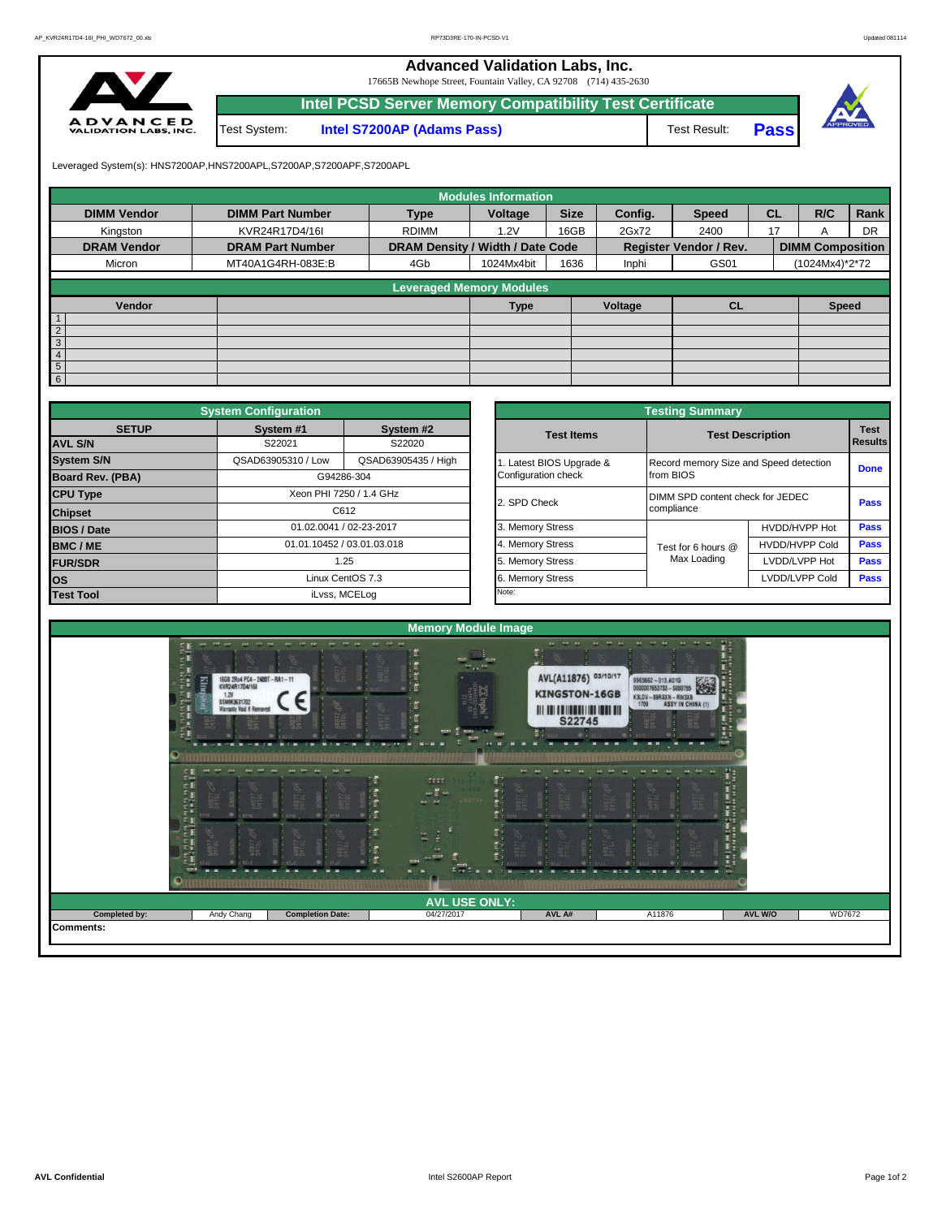# Advanced Validation Labs, Inc.

17665B Newhope Street, Fountain Valley, CA 92708 (714) 435-2630

## Intel PCSD Server Memory Compatibility Test Certificate

Test System: **Intel S7200AP (Adams Pass)** Test Result: **Pass**

Leveraged System(s): HNS7200AP,HNS7200APL,S7200AP,S7200APF,S7200APL

### Modules Information

| DIMM Vendor | DIMM Part Number | Type | Voltage | Size | Config. | Speed | CL | R/C | Rank |
|---|---|---|---|---|---|---|---|---|---|
| Kingston | KVR24R17D4/16I | RDIMM | 1.2V | 16GB | 2Gx72 | 2400 | 17 | A | DR |
| **DRAM Vendor** | **DRAM Part Number** | **DRAM Density / Width / Date Code** | | | **Register Vendor / Rev.** | | **DIMM Composition** | | |
| Micron | MT40A1G4RH-083E:B | 4Gb | 1024Mx4bit | 1636 | Inphi | GS01 | (1024Mx4)*2*72 | | |

### Leveraged Memory Modules

| | Vendor | | Type | Voltage | CL | Speed |
|---|---|---|---|---|---|---|
| 1 | | | | | | |
| 2 | | | | | | |
| 3 | | | | | | |
| 4 | | | | | | |
| 5 | | | | | | |
| 6 | | | | | | |

### System Configuration

| SETUP | System #1 | System #2 |
|---|---|---|
| AVL S/N | S22021 | S22020 |
| System S/N | QSAD63905310 / Low | QSAD63905435 / High |
| Board Rev. (PBA) | G94286-304 | |
| CPU Type | Xeon PHI 7250 / 1.4 GHz | |
| Chipset | C612 | |
| BIOS / Date | 01.02.0041 / 02-23-2017 | |
| BMC / ME | 01.01.10452 / 03.01.03.018 | |
| FUR/SDR | 1.25 | |
| OS | Linux CentOS 7.3 | |
| Test Tool | iLvss, MCELog | |

### Testing Summary

| Test Items | Test Description | | Test Results |
|---|---|---|---|
| 1. Latest BIOS Upgrade & Configuration check | Record memory Size and Speed detection from BIOS | | Done |
| 2. SPD Check | DIMM SPD content check for JEDEC compliance | | Pass |
| 3. Memory Stress | Test for 6 hours @ Max Loading | HVDD/HVPP Hot | Pass |
| 4. Memory Stress | | HVDD/HVPP Cold | Pass |
| 5. Memory Stress | | LVDD/LVPP Hot | Pass |
| 6. Memory Stress | | LVDD/LVPP Cold | Pass |
| Note: | | | |

### Memory Module Image

### AVL USE ONLY:

| Completed by: | Andy Chang | Completion Date: | 04/27/2017 | AVL A# | A11876 | AVL W/O | WD7672 |
|---|---|---|---|---|---|---|---|

**Comments:**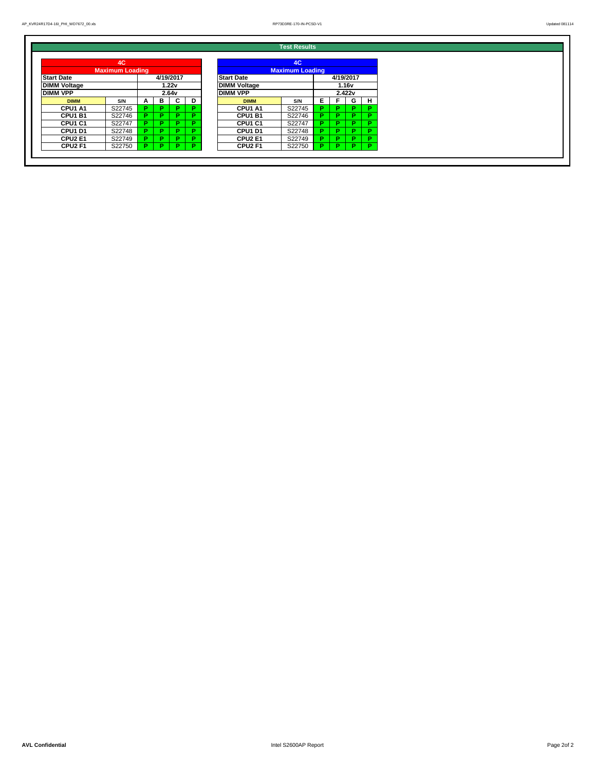## Test Results

| 4C Maximum Loading | | | | | |
|---|---|---|---|---|---|
| Start Date | | 4/19/2017 | | | |
| DIMM Voltage | | 1.22v | | | |
| DIMM VPP | | 2.64v | | | |
| DIMM | S/N | A | B | C | D |
| CPU1 A1 | S22745 | P | P | P | P |
| CPU1 B1 | S22746 | P | P | P | P |
| CPU1 C1 | S22747 | P | P | P | P |
| CPU1 D1 | S22748 | P | P | P | P |
| CPU2 E1 | S22749 | P | P | P | P |
| CPU2 F1 | S22750 | P | P | P | P |

| 4C Maximum Loading | | | | | |
|---|---|---|---|---|---|
| Start Date | | 4/19/2017 | | | |
| DIMM Voltage | | 1.16v | | | |
| DIMM VPP | | 2.422v | | | |
| DIMM | S/N | E | F | G | H |
| CPU1 A1 | S22745 | P | P | P | P |
| CPU1 B1 | S22746 | P | P | P | P |
| CPU1 C1 | S22747 | P | P | P | P |
| CPU1 D1 | S22748 | P | P | P | P |
| CPU2 E1 | S22749 | P | P | P | P |
| CPU2 F1 | S22750 | P | P | P | P |